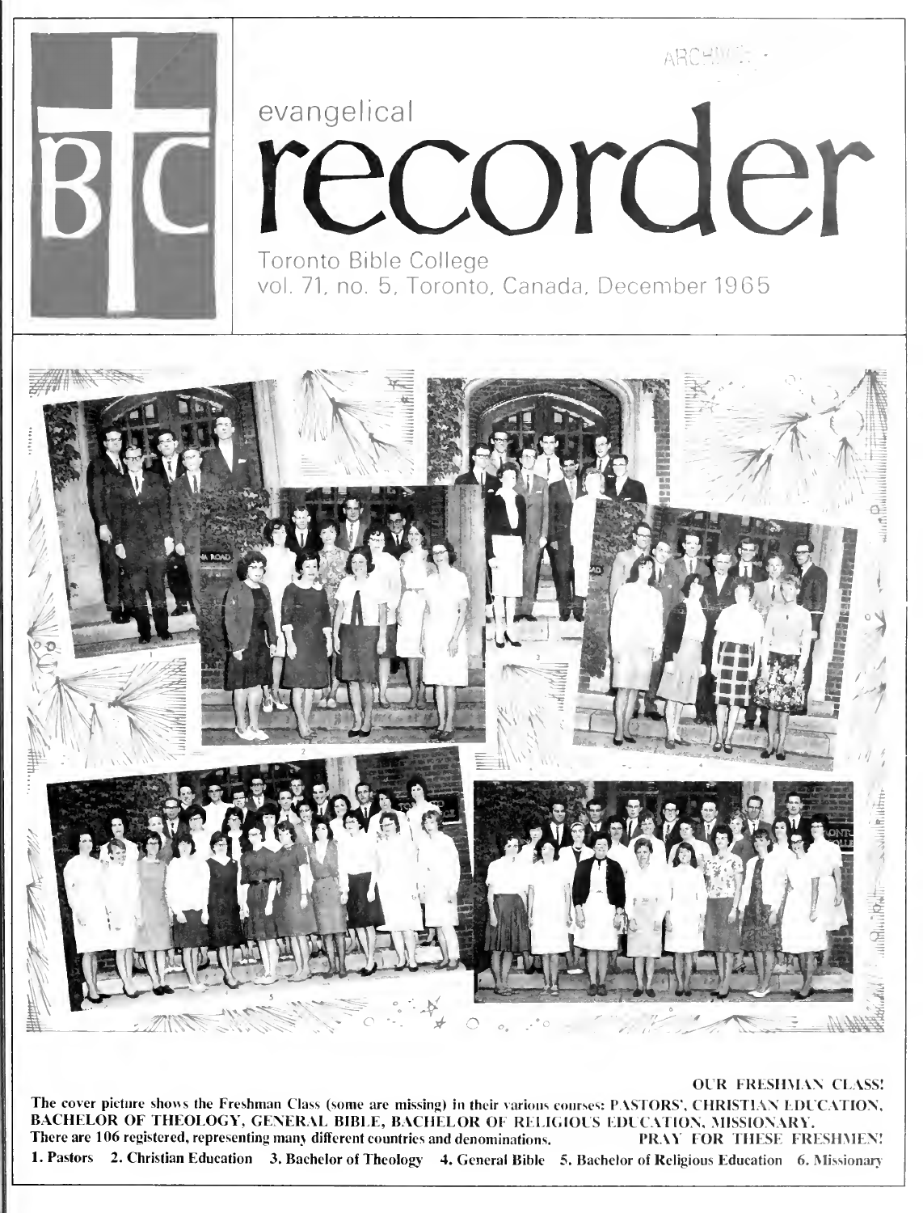ARCHIVES

# evangelical recorder

Toronto Bible College
vol. 71, no. 5, Toronto, Canada, December 1965

**OUR FRESHMAN CLASS!**

The cover picture shows the Freshman Class (some are missing) in their various courses: PASTORS', CHRISTIAN EDUCATION, BACHELOR OF THEOLOGY, GENERAL BIBLE, BACHELOR OF RELIGIOUS EDUCATION, MISSIONARY.
There are 106 registered, representing many different countries and denominations. **PRAY FOR THESE FRESHMEN!**

**1. Pastors 2. Christian Education 3. Bachelor of Theology 4. General Bible 5. Bachelor of Religious Education 6. Missionary**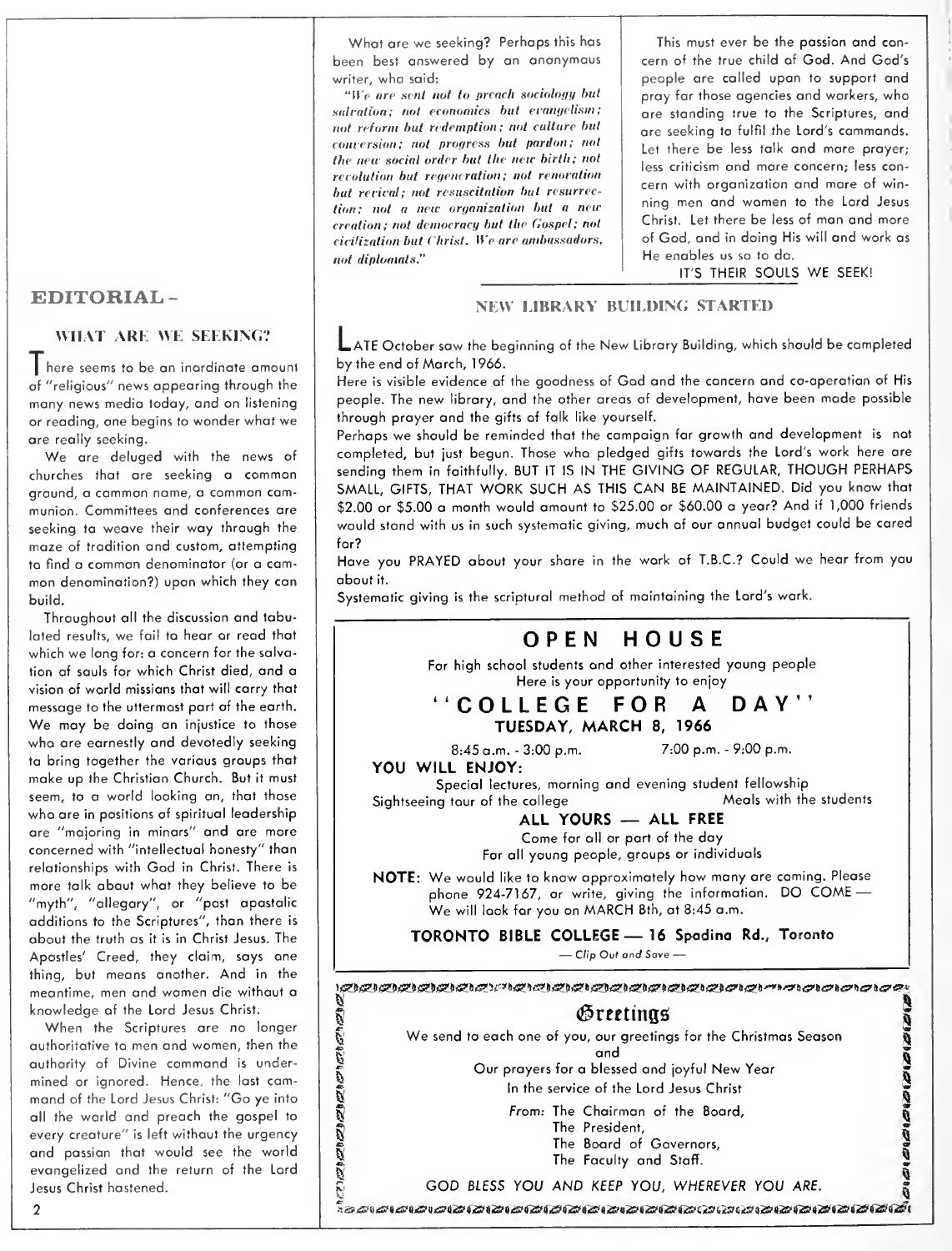## EDITORIAL –

### WHAT ARE WE SEEKING?

There seems to be an inordinate amount of "religious" news appearing through the many news media today, and on listening or reading, one begins to wonder what we are really seeking.

We are deluged with the news of churches that are seeking a common ground, a common name, a common communion. Committees and conferences are seeking to weave their way through the maze of tradition and custom, attempting to find a common denominator (or a common denomination?) upon which they can build.

Throughout all the discussion and tabulated results, we fail to hear or read that which we long for: a concern for the salvation of souls for which Christ died, and a vision of world missions that will carry that message to the uttermost part of the earth. We may be doing an injustice to those who are earnestly and devotedly seeking to bring together the various groups that make up the Christian Church. But it must seem, to a world looking on, that those who are in positions of spiritual leadership are "majoring in minors" and are more concerned with "intellectual honesty" than relationships with God in Christ. There is more talk about what they believe to be "myth", "allegory", or "post apostolic additions to the Scriptures", than there is about the truth as it is in Christ Jesus. The Apostles' Creed, they claim, says one thing, but means another. And in the meantime, men and women die without a knowledge of the Lord Jesus Christ.

When the Scriptures are no longer authoritative to men and women, then the authority of Divine command is undermined or ignored. Hence, the last command of the Lord Jesus Christ: "Go ye into all the world and preach the gospel to every creature" is left without the urgency and passion that would see the world evangelized and the return of the Lord Jesus Christ hastened.

What are we seeking? Perhaps this has been best answered by an anonymous writer, who said:

*"We are sent not to preach sociology but salvation; not economics but evangelism; not reform but redemption; not culture but conversion; not progress but pardon; not the new social order but the new birth; not revolution but regeneration; not renovation but revival; not resuscitation but resurrection; not a new organization but a new creation; not democracy but the Gospel; not civilization but Christ. We are ambassadors, not diplomats."*

This must ever be the passion and concern of the true child of God. And God's people are called upon to support and pray for those agencies and workers, who are standing true to the Scriptures, and are seeking to fulfil the Lord's commands. Let there be less talk and more prayer; less criticism and more concern; less concern with organization and more of winning men and women to the Lord Jesus Christ. Let there be less of man and more of God, and in doing His will and work as He enables us so to do.

IT'S THEIR SOULS WE SEEK!

### NEW LIBRARY BUILDING STARTED

Late October saw the beginning of the New Library Building, which should be completed by the end of March, 1966.

Here is visible evidence of the goodness of God and the concern and co-operation of His people. The new library, and the other areas of development, have been made possible through prayer and the gifts of folk like yourself.

Perhaps we should be reminded that the campaign for growth and development is not completed, but just begun. Those who pledged gifts towards the Lord's work here are sending them in faithfully. BUT IT IS IN THE GIVING OF REGULAR, THOUGH PERHAPS SMALL, GIFTS, THAT WORK SUCH AS THIS CAN BE MAINTAINED. Did you know that $2.00 or $5.00 a month would amount to $25.00 or $60.00 a year? And if 1,000 friends would stand with us in such systematic giving, much of our annual budget could be cared for?

Have you PRAYED about your share in the work of T.B.C.? Could we hear from you about it.

Systematic giving is the scriptural method of maintaining the Lord's work.

## OPEN HOUSE

For high school students and other interested young people
Here is your opportunity to enjoy

### "COLLEGE FOR A DAY"

**TUESDAY, MARCH 8, 1966**

8:45 a.m. - 3:00 p.m. 7:00 p.m. - 9:00 p.m.

**YOU WILL ENJOY:**

Special lectures, morning and evening student fellowship
Sightseeing tour of the college Meals with the students

**ALL YOURS — ALL FREE**

Come for all or part of the day
For all young people, groups or individuals

**NOTE:** We would like to know approximately how many are coming. Please phone 924-7167, or write, giving the information. DO COME — We will look for you on MARCH 8th, at 8:45 a.m.

**TORONTO BIBLE COLLEGE — 16 Spadina Rd., Toronto**

*— Clip Out and Save —*

## Greetings

We send to each one of you, our greetings for the Christmas Season
and
Our prayers for a blessed and joyful New Year
In the service of the Lord Jesus Christ

From: The Chairman of the Board,
The President,
The Board of Governors,
The Faculty and Staff.

*GOD BLESS YOU AND KEEP YOU, WHEREVER YOU ARE.*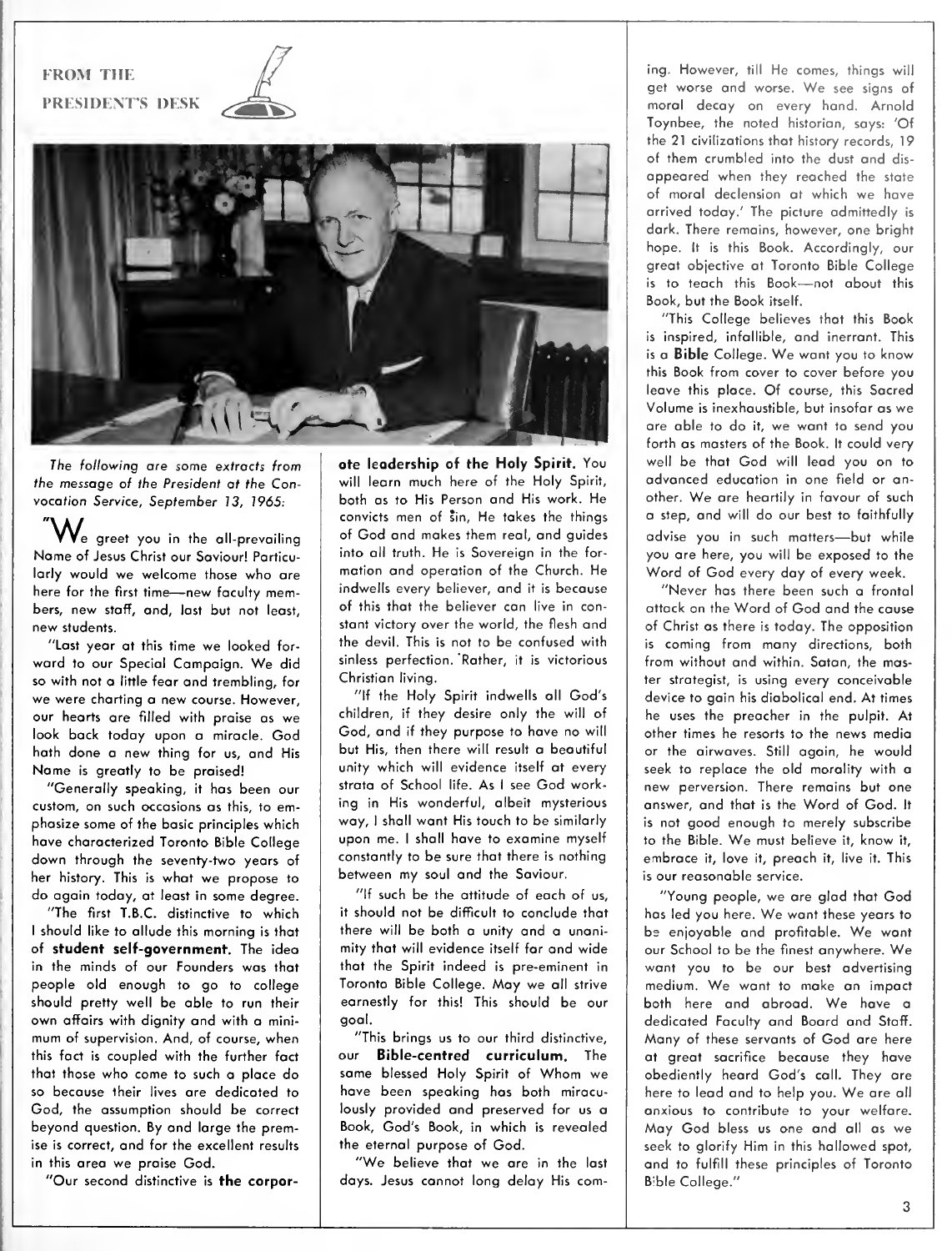## FROM THE PRESIDENT'S DESK

*The following are some extracts from the message of the President at the Convocation Service, September 13, 1965:*

"We greet you in the all-prevailing Name of Jesus Christ our Saviour! Particularly would we welcome those who are here for the first time—new faculty members, new staff, and, last but not least, new students.

"Last year at this time we looked forward to our Special Campaign. We did so with not a little fear and trembling, for we were charting a new course. However, our hearts are filled with praise as we look back today upon a miracle. God hath done a new thing for us, and His Name is greatly to be praised!

"Generally speaking, it has been our custom, on such occasions as this, to emphasize some of the basic principles which have characterized Toronto Bible College down through the seventy-two years of her history. This is what we propose to do again today, at least in some degree.

"The first T.B.C. distinctive to which I should like to allude this morning is that of **student self-government.** The idea in the minds of our Founders was that people old enough to go to college should pretty well be able to run their own affairs with dignity and with a minimum of supervision. And, of course, when this fact is coupled with the further fact that those who come to such a place do so because their lives are dedicated to God, the assumption should be correct beyond question. By and large the premise is correct, and for the excellent results in this area we praise God.

"Our second distinctive is **the corporate leadership of the Holy Spirit.** You will learn much here of the Holy Spirit, both as to His Person and His work. He convicts men of sin, He takes the things of God and makes them real, and guides into all truth. He is Sovereign in the formation and operation of the Church. He indwells every believer, and it is because of this that the believer can live in constant victory over the world, the flesh and the devil. This is not to be confused with sinless perfection. Rather, it is victorious Christian living.

"If the Holy Spirit indwells all God's children, if they desire only the will of God, and if they purpose to have no will but His, then there will result a beautiful unity which will evidence itself at every strata of School life. As I see God working in His wonderful, albeit mysterious way, I shall want His touch to be similarly upon me. I shall have to examine myself constantly to be sure that there is nothing between my soul and the Saviour.

"If such be the attitude of each of us, it should not be difficult to conclude that there will be both a unity and a unanimity that will evidence itself far and wide that the Spirit indeed is pre-eminent in Toronto Bible College. May we all strive earnestly for this! This should be our goal.

"This brings us to our third distinctive, our **Bible-centred curriculum.** The same blessed Holy Spirit of Whom we have been speaking has both miraculously provided and preserved for us a Book, God's Book, in which is revealed the eternal purpose of God.

"We believe that we are in the last days. Jesus cannot long delay His coming. However, till He comes, things will get worse and worse. We see signs of moral decay on every hand. Arnold Toynbee, the noted historian, says: 'Of the 21 civilizations that history records, 19 of them crumbled into the dust and disappeared when they reached the state of moral declension at which we have arrived today.' The picture admittedly is dark. There remains, however, one bright hope. It is this Book. Accordingly, our great objective at Toronto Bible College is to teach this Book—not about this Book, but the Book itself.

"This College believes that this Book is inspired, infallible, and inerrant. This is a **Bible** College. We want you to know this Book from cover to cover before you leave this place. Of course, this Sacred Volume is inexhaustible, but insofar as we are able to do it, we want to send you forth as masters of the Book. It could very well be that God will lead you on to advanced education in one field or another. We are heartily in favour of such a step, and will do our best to faithfully advise you in such matters—but while you are here, you will be exposed to the Word of God every day of every week.

"Never has there been such a frontal attack on the Word of God and the cause of Christ as there is today. The opposition is coming from many directions, both from without and within. Satan, the master strategist, is using every conceivable device to gain his diabolical end. At times he uses the preacher in the pulpit. At other times he resorts to the news media or the airwaves. Still again, he would seek to replace the old morality with a new perversion. There remains but one answer, and that is the Word of God. It is not good enough to merely subscribe to the Bible. We must believe it, know it, embrace it, love it, preach it, live it. This is our reasonable service.

"Young people, we are glad that God has led you here. We want these years to be enjoyable and profitable. We want our School to be the finest anywhere. We want you to be our best advertising medium. We want to make an impact both here and abroad. We have a dedicated Faculty and Board and Staff. Many of these servants of God are here at great sacrifice because they have obediently heard God's call. They are here to lead and to help you. We are all anxious to contribute to your welfare. May God bless us one and all as we seek to glorify Him in this hallowed spot, and to fulfill these principles of Toronto Bible College."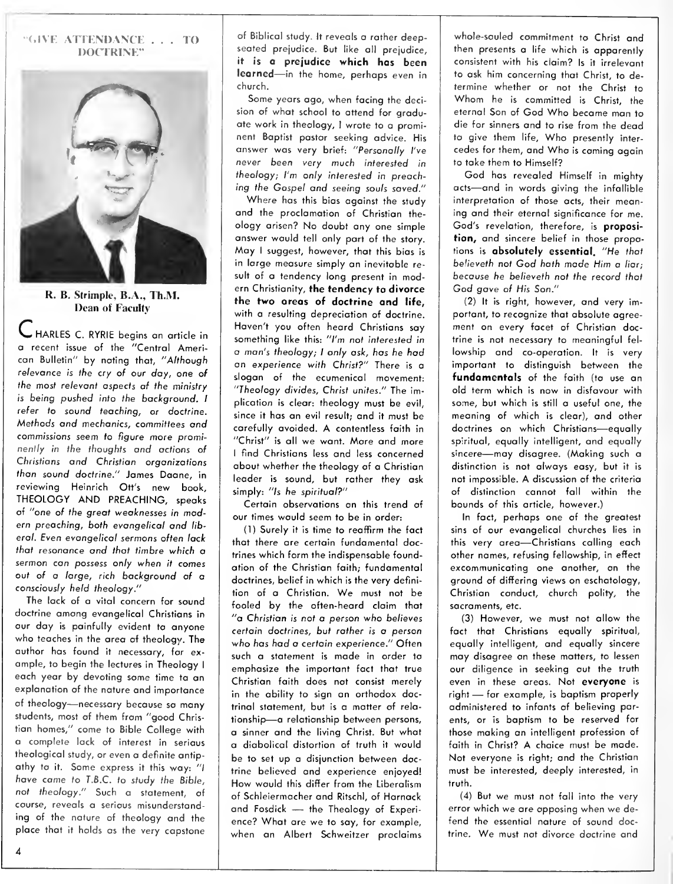# "GIVE ATTENDANCE . . . TO DOCTRINE"

**R. B. Strimple, B.A., Th.M.**
**Dean of Faculty**

CHARLES C. RYRIE begins an article in a recent issue of the "Central American Bulletin" by noting that, *"Although relevance is the cry of our day, one of the most relevant aspects of the ministry is being pushed into the background. I refer to sound teaching, or doctrine. Methods and mechanics, committees and commissions seem to figure more prominently in the thoughts and actions of Christians and Christian organizations than sound doctrine."* James Daane, in reviewing Heinrich Ott's new book, THEOLOGY AND PREACHING, speaks of *"one of the great weaknesses in modern preaching, both evangelical and liberal. Even evangelical sermons often lack that resonance and that timbre which a sermon can possess only when it comes out of a large, rich background of a consciously held theology."*

The lack of a vital concern for sound doctrine among evangelical Christians in our day is painfully evident to anyone who teaches in the area of theology. The author has found it necessary, for example, to begin the lectures in Theology I each year by devoting some time to an explanation of the nature and importance of theology—necessary because so many students, most of them from "good Christian homes," come to Bible College with a complete lack of interest in serious theological study, or even a definite antipathy to it. Some express it this way: *"I have come to T.B.C. to study the Bible, not theology."* Such a statement, of course, reveals a serious misunderstanding of the nature of theology and the place that it holds as the very capstone of Biblical study. It reveals a rather deep-seated prejudice. But like all prejudice, **it is a prejudice which has been learned**—in the home, perhaps even in church.

Some years ago, when facing the decision of what school to attend for graduate work in theology, I wrote to a prominent Baptist pastor seeking advice. His answer was very brief: *"Personally I've never been very much interested in theology; I'm only interested in preaching the Gospel and seeing souls saved."*

Where has this bias against the study and the proclamation of Christian theology arisen? No doubt any one simple answer would tell only part of the story. May I suggest, however, that this bias is in large measure simply an inevitable result of a tendency long present in modern Christianity, **the tendency to divorce the two areas of doctrine and life,** with a resulting depreciation of doctrine. Haven't you often heard Christians say something like this: *"I'm not interested in a man's theology; I only ask, has he had an experience with Christ?"* There is a slogan of the ecumenical movement: *"Theology divides, Christ unites."* The implication is clear: theology must be evil, since it has an evil result; and it must be carefully avoided. A contentless faith in "Christ" is all we want. More and more I find Christians less and less concerned about whether the theology of a Christian leader is sound, but rather they ask simply: *"Is he spiritual?"*

Certain observations on this trend of our times would seem to be in order:

(1) Surely it is time to reaffirm the fact that there are certain fundamental doctrines which form the indispensable foundation of the Christian faith; fundamental doctrines, belief in which is the very definition of a Christian. We must not be fooled by the often-heard claim that *"a Christian is not a person who believes certain doctrines, but rather is a person who has had a certain experience."* Often such a statement is made in order to emphasize the important fact that true Christian faith does not consist merely in the ability to sign an orthodox doctrinal statement, but is a matter of relationship—a relationship between persons, a sinner and the living Christ. But what a diabolical distortion of truth it would be to set up a disjunction between doctrine believed and experience enjoyed! How would this differ from the Liberalism of Schleiermacher and Ritschl, of Harnack and Fosdick — the Theology of Experience? What are we to say, for example, when an Albert Schweitzer proclaims whole-souled commitment to Christ and then presents a life which is apparently consistent with his claim? Is it irrelevant to ask him concerning that Christ, to determine whether or not the Christ to Whom he is committed is Christ, the eternal Son of God Who became man to die for sinners and to rise from the dead to give them life, Who presently intercedes for them, and Who is coming again to take them to Himself?

God has revealed Himself in mighty acts—and in words giving the infallible interpretation of those acts, their meaning and their eternal significance for me. God's revelation, therefore, is **proposition,** and sincere belief in those propositions is **absolutely essential.** *"He that believeth not God hath made Him a liar; because he believeth not the record that God gave of His Son."*

(2) It is right, however, and very important, to recognize that absolute agreement on every facet of Christian doctrine is not necessary to meaningful fellowship and co-operation. It is very important to distinguish between the **fundamentals** of the faith (to use an old term which is now in disfavour with some, but which is still a useful one, the meaning of which is clear), and other doctrines on which Christians—equally spiritual, equally intelligent, and equally sincere—may disagree. (Making such a distinction is not always easy, but it is not impossible. A discussion of the criteria of distinction cannot fall within the bounds of this article, however.)

In fact, perhaps one of the greatest sins of our evangelical churches lies in this very area—Christians calling each other names, refusing fellowship, in effect excommunicating one another, on the ground of differing views on eschatology, Christian conduct, church polity, the sacraments, etc.

(3) However, we must not allow the fact that Christians equally spiritual, equally intelligent, and equally sincere may disagree on these matters, to lessen our diligence in seeking out the truth even in these areas. Not **everyone** is right — for example, is baptism properly administered to infants of believing parents, or is baptism to be reserved for those making an intelligent profession of faith in Christ? A choice must be made. Not everyone is right; and the Christian must be interested, deeply interested, in truth.

(4) But we must not fall into the very error which we are opposing when we defend the essential nature of sound doctrine. We must not divorce doctrine and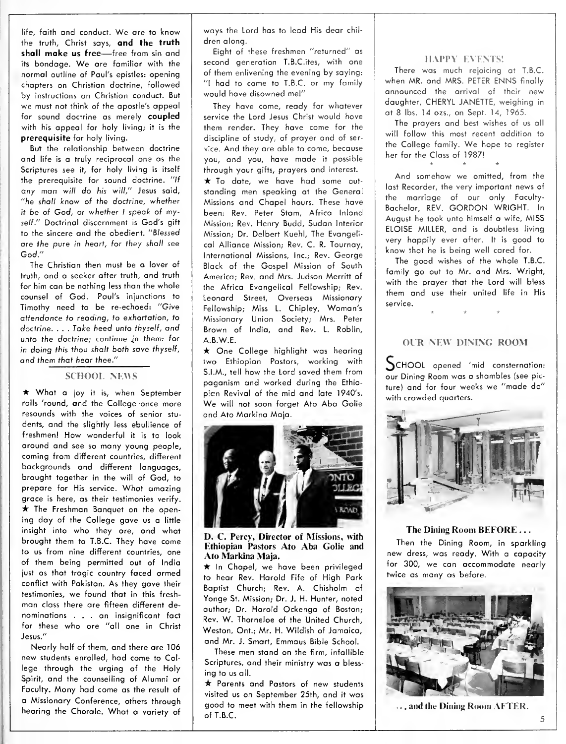life, faith and conduct. We are to know the truth, Christ says, **and the truth shall make us free**—free from sin and its bondage. We are familiar with the normal outline of Paul's epistles: opening chapters on Christian doctrine, followed by instructions on Christian conduct. But we must not think of the apostle's appeal for sound doctrine as merely **coupled** with his appeal for holy living; it is the **prerequisite** for holy living.

But the relationship between doctrine and life is a truly reciprocal one as the Scriptures see it, for holy living is itself the prerequisite for sound doctrine. *"If any man will do his will,"* Jesus said, *"he shall know of the doctrine, whether it be of God, or whether I speak of myself."* Doctrinal discernment is God's gift to the sincere and the obedient. *"Blessed are the pure in heart, for they shall see God."*

The Christian then must be a lover of truth, and a seeker after truth, and truth for him can be nothing less than the whole counsel of God. Paul's injunctions to Timothy need to be re-echoed: *"Give attendance to reading, to exhortation, to doctrine. . . . Take heed unto thyself, and unto the doctrine; continue in them: for in doing this thou shalt both save thyself, and them that hear thee."*

## SCHOOL NEWS

★ What a joy it is, when September rolls 'round, and the College once more resounds with the voices of senior students, and the slightly less ebullience of freshmen! How wonderful it is to look around and see so many young people, coming from different countries, different backgrounds and different languages, brought together in the will of God, to prepare for His service. What amazing grace is here, as their testimonies verify.

★ The Freshman Banquet on the opening day of the College gave us a little insight into who they are, and what brought them to T.B.C. They have come to us from nine different countries, one of them being permitted out of India just as that tragic country faced armed conflict with Pakistan. As they gave their testimonies, we found that in this freshman class there are fifteen different denominations . . . an insignificant fact for these who are "all one in Christ Jesus."

Nearly half of them, and there are 106 new students enrolled, had come to College through the urging of the Holy Spirit, and the counselling of Alumni or Faculty. Mony had come as the result of a Missionary Conference, others through hearing the Chorale. What a variety of ways the Lord has to lead His dear children along.

Eight of these freshmen "returned" as second generation T.B.C.ites, with one of them enlivening the evening by saying: "I had to come to T.B.C. or my family would have disowned me!"

They have come, ready for whatever service the Lord Jesus Christ would have them render. They have come for the discipline of study, of prayer and of service. And they are able to come, because you, and you, have made it possible through your gifts, prayers and interest.

★ To date, we have had some outstanding men speaking at the General Missions and Chapel hours. These have been: Rev. Peter Stam, Africa Inland Mission; Rev. Henry Budd, Sudan Interior Mission; Dr. Delbert Kuehl, The Evangelical Alliance Mission; Rev. C. R. Tournay, International Missions, Inc.; Rev. George Black of the Gospel Mission of South America; Rev. and Mrs. Judson Merritt of the Africa Evangelical Fellowship; Rev. Leonard Street, Overseas Missionary Fellowship; Miss L. Chipley, Woman's Missionary Union Society; Mrs. Peter Brown of India, and Rev. L. Roblin, A.B.W.E.

★ One College highlight was hearing two Ethiopian Pastors, working with S.I.M., tell how the Lord saved them from paganism and worked during the Ethiopian Revival of the mid and late 1940's. We will not soon forget Ato Aba Golie and Ato Markina Maja.

**D. C. Percy, Director of Missions, with Ethiopian Pastors Ato Aba Golie and Ato Markina Maja.**

★ In Chapel, we have been privileged to hear Rev. Harold Fife of High Park Baptist Church; Rev. A. Chisholm of Yonge St. Mission; Dr. J. H. Hunter, noted author; Dr. Harold Ockenga of Boston; Rev. W. Thorneloe of the United Church, Weston, Ont.; Mr. H. Wildish of Jamaica, and Mr. J. Smart, Emmaus Bible School.

These men stand on the firm, infallible Scriptures, and their ministry was a blessing to us all.

★ Parents and Pastors of new students visited us on September 25th, and it was good to meet with them in the fellowship of T.B.C.

## HAPPY EVENTS!

There was much rejoicing at T.B.C. when MR. and MRS. PETER ENNS finally announced the arrival of their new daughter, CHERYL JANETTE, weighing in at 8 lbs. 14 ozs., on Sept. 14, 1965.

The prayers and best wishes of us all will follow this most recent addition to the College family. We hope to register her for the Class of 1987!

\* \* \*

And somehow we omitted, from the last Recorder, the very important news of the marriage of our only Faculty-Bachelor, REV. GORDON WRIGHT. In August he took unto himself a wife, MISS ELOISE MILLER, and is doubtless living very happily ever after. It is good to know that he is being well cared for.

The good wishes of the whole T.B.C. family go out to Mr. and Mrs. Wright, with the prayer that the Lord will bless them and use their united life in His service.

\* \* \*

## OUR NEW DINING ROOM

SCHOOL opened 'mid consternation: our Dining Room was a shambles (see picture) and for four weeks we "made do" with crowded quarters.

**The Dining Room BEFORE . . .**

Then the Dining Room, in sparkling new dress, was ready. With a capacity for 300, we can accommodate nearly twice as many as before.

**. . . and the Dining Room AFTER.**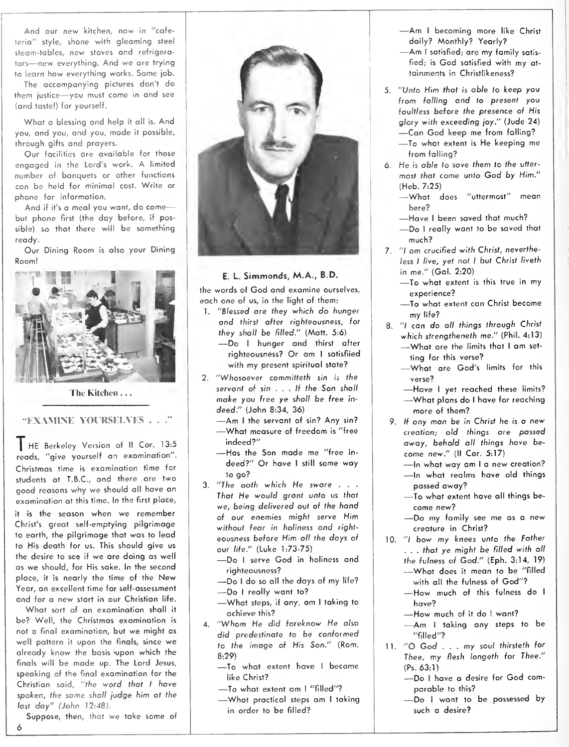And our new kitchen, now in "cafeteria" style, shone with gleaming steel steam-tables, new stoves and refrigerators—new everything. And we are trying to learn how everything works. Some job.

The accompanying pictures don't do them justice—you must come in and see (and taste!) for yourself.

What a blessing and help it all is. And you, and you, and you, made it possible, through gifts and prayers.

Our facilities are available for those engaged in the Lord's work. A limited number of banquets or other functions can be held for minimal cost. Write or phone for information.

And if it's a meal you want, do come—but phone first (the day before, if possible) so that there will be something ready.

Our Dining Room is also your Dining Room!

The Kitchen . . .

## "EXAMINE YOURSELVES . . ."

THE Berkeley Version of II Cor. 13:5 reads, "give yourself an examination". Christmas time is examination time for students at T.B.C., and there are two good reasons why we should all have an examination at this time. In the first place, it is the season when we remember Christ's great self-emptying pilgrimage to earth, the pilgrimage that was to lead to His death for us. This should give us the desire to see if we are doing as well as we should, for His sake. In the second place, it is nearly the time of the New Year, an excellent time for self-assessment and for a new start in our Christian life.

What sort of an examination shall it be? Well, the Christmas examination is not a final examination, but we might as well pattern it upon the finals, since we already know the basis upon which the finals will be made up. The Lord Jesus, speaking of the final examination for the Christian said, *"the word that I have spoken, the same shall judge him at the last day"* (John 12:48).

Suppose, then, that we take some of the words of God and examine ourselves, each one of us, in the light of them:

**E. L. Simmonds, M.A., B.D.**

1. *"Blessed are they which do hunger and thirst after righteousness, for they shall be filled."* (Matt. 5:6)
   —Do I hunger and thirst after righteousness? Or am I satisfiied with my present spiritual state?
2. *"Whosoever committeth sin is the servant of sin . . . If the Son shall make you free ye shall be free indeed."* (John 8:34, 36)
   —Am I the servant of sin? Any sin?
   —What measure of freedom is "free indeed?"
   —Has the Son made me "free indeed?" Or have I still some way to go?
3. *"The oath which He sware . . . That He would grant unto us that we, being delivered out of the hand of our enemies might serve Him without fear in holiness and righteousness before Him all the days of our life."* (Luke 1:73-75)
   —Do I serve God in holiness and righteousness?
   —Do I do so all the days of my life?
   —Do I really want to?
   —What steps, if any, am I taking to achieve this?
4. *"Whom He did foreknow He also did predestinate to be conformed to the image of His Son."* (Rom. 8:29)
   —To what extent have I become like Christ?
   —To what extent am I "filled"?
   —What practical steps am I taking in order to be filled?
   —Am I becoming more like Christ daily? Monthly? Yearly?
   —Am I satisfied; are my family satisfied; is God satisfied with my attainments in Christlikeness?
5. *"Unto Him that is able to keep you from falling and to present you faultless before the presence of His glory with exceeding joy."* (Jude 24)
   —Can God keep me from falling?
   —To what extent is He keeping me from falling?
6. *He is able to save them to the uttermost that come unto God by Him."* (Heb. 7:25)
   —What does "uttermost" mean here?
   —Have I been saved that much?
   —Do I really want to be saved that much?
7. *"I am crucified with Christ, nevertheless I live, yet not I but Christ liveth in me."* (Gal. 2:20)
   —To what extent is this true in my experience?
   —To what extent can Christ become my life?
8. *"I can do all things through Christ which strengtheneth me."* (Phil. 4:13)
   —What are the limits that I am setting for this verse?
   —What are God's limits for this verse?
   —Have I yet reached these limits?
   —What plans do I have for reaching more of them?
9. *If any man be in Christ he is a new creation; old things are passed away, behold all things have become new."* (II Cor. 5:17)
   —In what way am I a new creation?
   —In what realms have old things passed away?
   —To what extent have all things become new?
   —Do my family see me as a new creature in Christ?
10. *"I bow my knees unto the Father . . . that ye might be filled with all the fulness of God."* (Eph. 3:14, 19)
    —What does it mean to be "filled with all the fulness of God"?
    —How much of this fulness do I have?
    —How much of it do I want?
    —Am I taking any steps to be "filled"?
11. *"O God . . . my soul thirsteth for Thee, my flesh longeth for Thee."* (Ps. 63:1)
    —Do I have a desire for God comparable to this?
    —Do I want to be possessed by such a desire?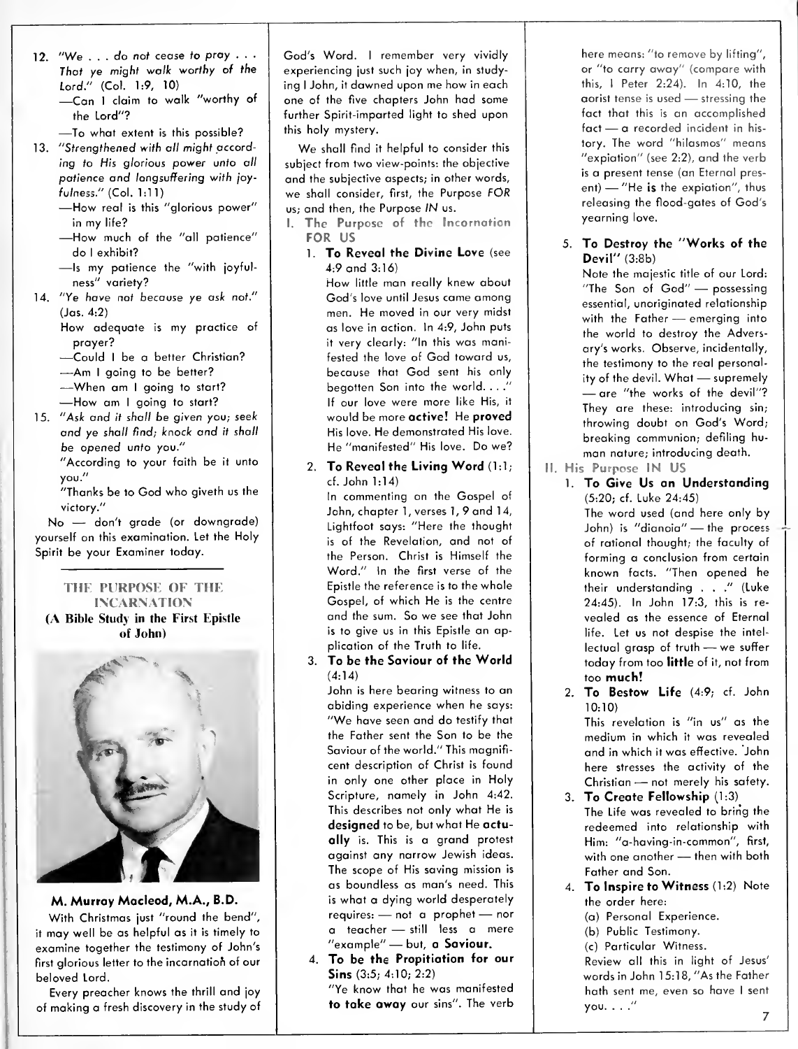12. *"We . . . do not cease to pray . . . That ye might walk worthy of the Lord."* (Col. 1:9, 10)
    - —Can I claim to walk "worthy of the Lord"?
    - —To what extent is this possible?
13. *"Strengthened with all might according to His glorious power unto all patience and longsuffering with joyfulness."* (Col. 1:11)
    - —How real is this "glorious power" in my life?
    - —How much of the "all patience" do I exhibit?
    - —Is my patience the "with joyfulness" variety?
14. *"Ye have not because ye ask not."* (Jas. 4:2)
    - How adequate is my practice of prayer?
    - —Could I be a better Christian?
    - —Am I going to be better?
    - —When am I going to start?
    - —How am I going to start?
15. *"Ask and it shall be given you; seek and ye shall find; knock and it shall be opened unto you."*
    - "According to your faith be it unto you."
    - "Thanks be to God who giveth us the victory."

No — don't grade (or downgrade) yourself on this examination. Let the Holy Spirit be your Examiner today.

## THE PURPOSE OF THE INCARNATION

### (A Bible Study in the First Epistle of John)

**M. Murray Macleod, M.A., B.D.**

With Christmas just "round the bend", it may well be as helpful as it is timely to examine together the testimony of John's first glorious letter to the incarnation of our beloved Lord.

Every preacher knows the thrill and joy of making a fresh discovery in the study of God's Word. I remember very vividly experiencing just such joy when, in studying I John, it dawned upon me how in each one of the five chapters John had some further Spirit-imparted light to shed upon this holy mystery.

We shall find it helpful to consider this subject from two view-points: the objective and the subjective aspects; in other words, we shall consider, first, the Purpose *FOR* us; and then, the Purpose *IN* us.

**I. The Purpose of the Incarnation FOR US**

1. **To Reveal the Divine Love** (see 4:9 and 3:16)

   How little man really knew about God's love until Jesus came among men. He moved in our very midst as love in action. In 4:9, John puts it very clearly: "In this was manifested the love of God toward us, because that God sent his only begotten Son into the world. . . ." If our love were more like His, it would be more **active!** He **proved** His love. He demonstrated His love. He "manifested" His love. Do we?

2. **To Reveal the Living Word** (1:1; cf. John 1:14)

   In commenting on the Gospel of John, chapter 1, verses 1, 9 and 14, Lightfoot says: "Here the thought is of the Revelation, and not of the Person. Christ is Himself the Word." In the first verse of the Epistle the reference is to the whole Gospel, of which He is the centre and the sum. So we see that John is to give us in this Epistle an application of the Truth to life.

3. **To be the Saviour of the World** (4:14)

   John is here bearing witness to an abiding experience when he says: "We have seen and do testify that the Father sent the Son to be the Saviour of the world." This magnificent description of Christ is found in only one other place in Holy Scripture, namely in John 4:42. This describes not only what He is **designed** to be, but what He **actually** is. This is a grand protest against any narrow Jewish ideas. The scope of His saving mission is as boundless as man's need. This is what a dying world desperately requires: — not a prophet — nor a teacher — still less a mere "example" — but, a **Saviour.**

4. **To be the Propitiation for our Sins** (3:5; 4:10; 2:2)

   "Ye know that he was manifested **to take away** our sins". The verb here means: "to remove by lifting", or "to carry away" (compare with this, I Peter 2:24). In 4:10, the aorist tense is used — stressing the fact that this is an accomplished fact — a recorded incident in history. The word "hilasmos" means "expiation" (see 2:2), and the verb is a present tense (an Eternal present) — "He **is** the expiation", thus releasing the flood-gates of God's yearning love.

5. **To Destroy the "Works of the Devil"** (3:8b)

   Note the majestic title of our Lord: "The Son of God" — possessing essential, unoriginated relationship with the Father — emerging into the world to destroy the Adversary's works. Observe, incidentally, the testimony to the real personality of the devil. What — supremely — are "the works of the devil"? They are these: introducing sin; throwing doubt on God's Word; breaking communion; defiling human nature; introducing death.

**II. His Purpose IN US**

1. **To Give Us an Understanding** (5:20; cf. Luke 24:45)

   The word used (and here only by John) is "dianoia" — the process of rational thought; the faculty of forming a conclusion from certain known facts. "Then opened he their understanding . . ." (Luke 24:45). In John 17:3, this is revealed as the essence of Eternal life. Let us not despise the intellectual grasp of truth — we suffer today from too **little** of it, not from too **much!**

2. **To Bestow Life** (4:9; cf. John 10:10)

   This revelation is "in us" as the medium in which it was revealed and in which it was effective. John here stresses the activity of the Christian — not merely his safety.

3. **To Create Fellowship** (1:3)

   The Life was revealed to bring the redeemed into relationship with Him: "a-having-in-common", first, with one another — then with both Father and Son.

4. **To Inspire to Witness** (1:2) Note the order here:

   (a) Personal Experience.

   (b) Public Testimony.

   (c) Particular Witness.

   Review all this in light of Jesus' words in John 15:18, "As the Father hath sent me, even so have I sent you. . . ."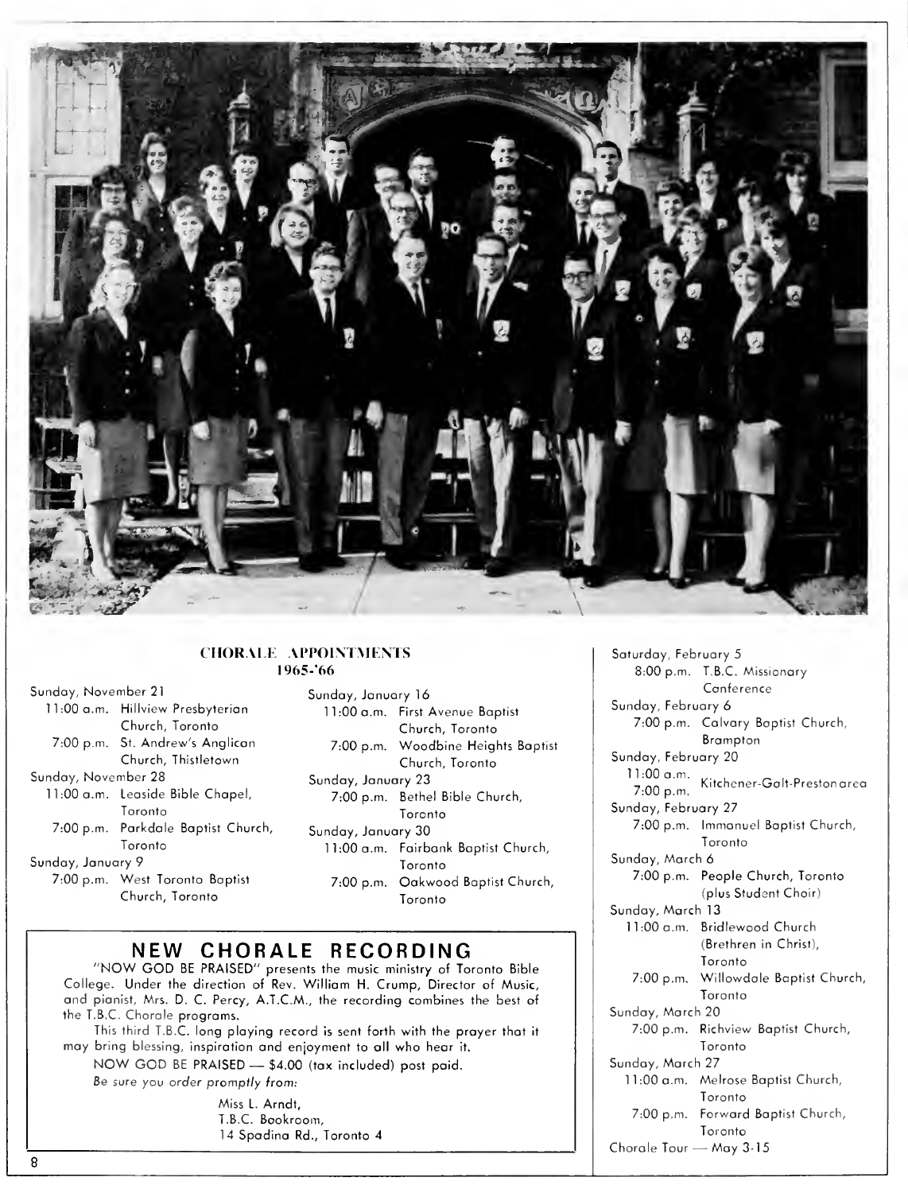## CHORALE APPOINTMENTS
### 1965-'66

Sunday, November 21
- 11:00 a.m. Hillview Presbyterian Church, Toronto
- 7:00 p.m. St. Andrew's Anglican Church, Thistletown

Sunday, November 28
- 11:00 a.m. Leaside Bible Chapel, Toronto
- 7:00 p.m. Parkdale Baptist Church, Toronto

Sunday, January 9
- 7:00 p.m. West Toronto Baptist Church, Toronto

Sunday, January 16
- 11:00 a.m. First Avenue Baptist Church, Toronto
- 7:00 p.m. Woodbine Heights Baptist Church, Toronto

Sunday, January 23
- 7:00 p.m. Bethel Bible Church, Toronto

Sunday, January 30
- 11:00 a.m. Fairbank Baptist Church, Toronto
- 7:00 p.m. Oakwood Baptist Church, Toronto

Saturday, February 5
- 8:00 p.m. T.B.C. Missionary Conference

Sunday, February 6
- 7:00 p.m. Calvary Baptist Church, Brampton

Sunday, February 20
- 11:00 a.m. / 7:00 p.m. Kitchener-Galt-Preston area

Sunday, February 27
- 7:00 p.m. Immanuel Baptist Church, Toronto

Sunday, March 6
- 7:00 p.m. People Church, Toronto (plus Student Choir)

Sunday, March 13
- 11:00 a.m. Bridlewood Church (Brethren in Christ), Toronto
- 7:00 p.m. Willowdale Baptist Church, Toronto

Sunday, March 20
- 7:00 p.m. Richview Baptist Church, Toronto

Sunday, March 27
- 11:00 a.m. Melrose Baptist Church, Toronto
- 7:00 p.m. Forward Baptist Church, Toronto

Chorale Tour — May 3-15

## NEW CHORALE RECORDING

"NOW GOD BE PRAISED" presents the music ministry of Toronto Bible College. Under the direction of Rev. William H. Crump, Director of Music, and pianist, Mrs. D. C. Percy, A.T.C.M., the recording combines the best of the T.B.C. Chorale programs.

This third T.B.C. long playing record is sent forth with the prayer that it may bring blessing, inspiration and enjoyment to all who hear it.

NOW GOD BE PRAISED — $4.00 (tax included) post paid.

*Be sure you order promptly from:*

Miss L. Arndt,
T.B.C. Bookroom,
14 Spadina Rd., Toronto 4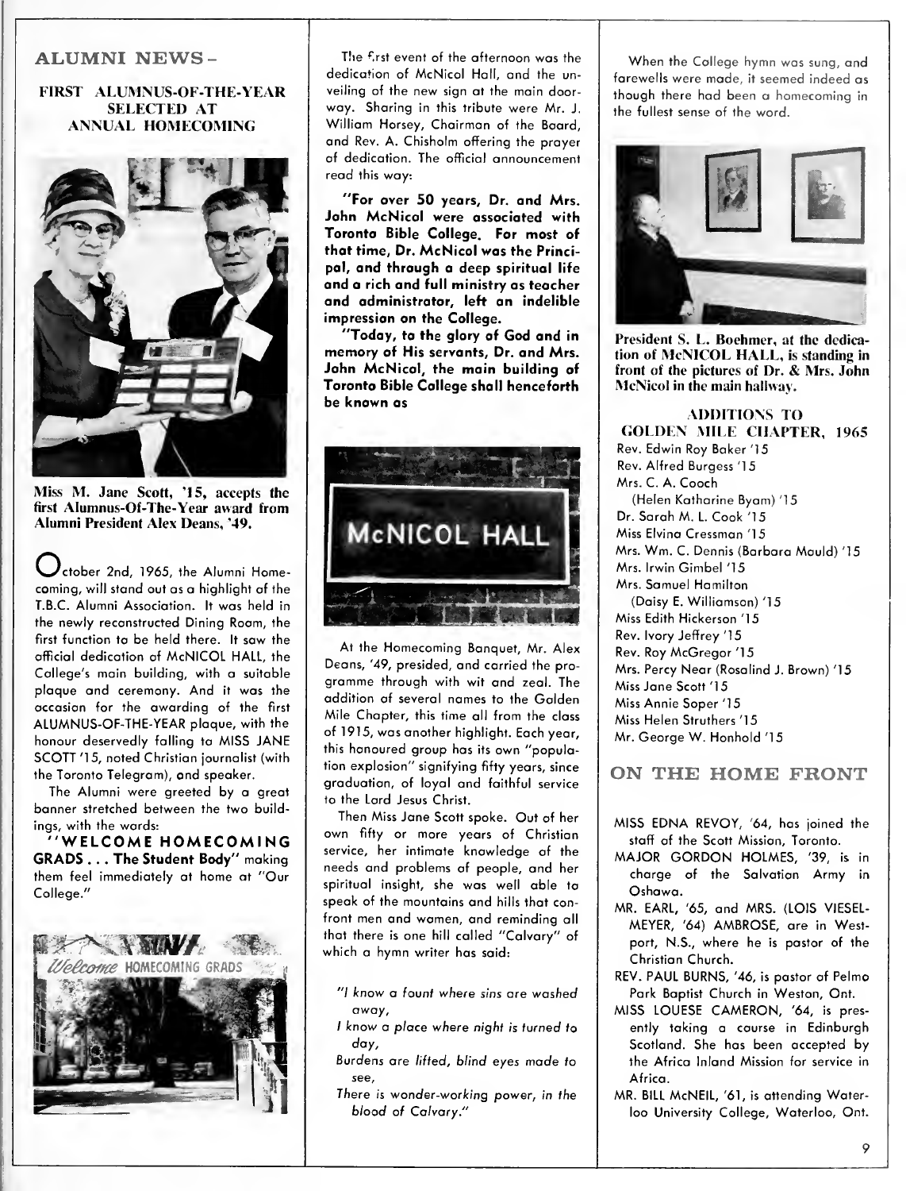## ALUMNI NEWS –

### FIRST ALUMNUS-OF-THE-YEAR SELECTED AT ANNUAL HOMECOMING

**Miss M. Jane Scott, '15, accepts the first Alumnus-Of-The-Year award from Alumni President Alex Deans, '49.**

October 2nd, 1965, the Alumni Homecoming, will stand out as a highlight of the T.B.C. Alumni Association. It was held in the newly reconstructed Dining Room, the first function to be held there. It saw the official dedication of McNICOL HALL, the College's main building, with a suitable plaque and ceremony. And it was the occasion for the awarding of the first ALUMNUS-OF-THE-YEAR plaque, with the honour deservedly falling to MISS JANE SCOTT '15, noted Christian journalist (with the Toronto Telegram), and speaker.

The Alumni were greeted by a great banner stretched between the two buildings, with the words:

**"WELCOME HOMECOMING GRADS . . . The Student Body"** making them feel immediately at home at "Our College."

The first event of the afternoon was the dedication of McNicol Hall, and the unveiling of the new sign at the main doorway. Sharing in this tribute were Mr. J. William Horsey, Chairman of the Board, and Rev. A. Chisholm offering the prayer of dedication. The official announcement read this way:

**"For over 50 years, Dr. and Mrs. John McNicol were associated with Toronto Bible College. For most of that time, Dr. McNicol was the Principal, and through a deep spiritual life and a rich and full ministry as teacher and administrator, left an indelible impression on the College.**

**"Today, to the glory of God and in memory of His servants, Dr. and Mrs. John McNicol, the main building of Toronto Bible College shall henceforth be known as**

At the Homecoming Banquet, Mr. Alex Deans, '49, presided, and carried the programme through with wit and zeal. The addition of several names to the Golden Mile Chapter, this time all from the class of 1915, was another highlight. Each year, this honoured group has its own "population explosion" signifying fifty years, since graduation, of loyal and faithful service to the Lord Jesus Christ.

Then Miss Jane Scott spoke. Out of her own fifty or more years of Christian service, her intimate knowledge of the needs and problems of people, and her spiritual insight, she was well able to speak of the mountains and hills that confront men and women, and reminding all that there is one hill called "Calvary" of which a hymn writer has said:

*"I know a fount where sins are washed away,*
*I know a place where night is turned to day,*
*Burdens are lifted, blind eyes made to see,*
*There is wonder-working power, in the blood of Calvary."*

When the College hymn was sung, and farewells were made, it seemed indeed as though there had been a homecoming in the fullest sense of the word.

**President S. L. Boehmer, at the dedication of McNICOL HALL, is standing in front of the pictures of Dr. & Mrs. John McNicol in the main hallway.**

### ADDITIONS TO GOLDEN MILE CHAPTER, 1965

Rev. Edwin Roy Baker '15
Rev. Alfred Burgess '15
Mrs. C. A. Cooch
(Helen Katharine Byam) '15
Dr. Sarah M. L. Cook '15
Miss Elvina Cressman '15
Mrs. Wm. C. Dennis (Barbara Mould) '15
Mrs. Irwin Gimbel '15
Mrs. Samuel Hamilton
(Daisy E. Williamson) '15
Miss Edith Hickerson '15
Rev. Ivory Jeffrey '15
Rev. Roy McGregor '15
Mrs. Percy Near (Rosalind J. Brown) '15
Miss Jane Scott '15
Miss Annie Soper '15
Miss Helen Struthers '15
Mr. George W. Honhold '15

## ON THE HOME FRONT

MISS EDNA REVOY, '64, has joined the staff of the Scott Mission, Toronto.

MAJOR GORDON HOLMES, '39, is in charge of the Salvation Army in Oshawa.

MR. EARL, '65, and MRS. (LOIS VIESELMEYER, '64) AMBROSE, are in Westport, N.S., where he is pastor of the Christian Church.

REV. PAUL BURNS, '46, is pastor of Pelmo Park Baptist Church in Weston, Ont.

MISS LOUESE CAMERON, '64, is presently taking a course in Edinburgh Scotland. She has been accepted by the Africa Inland Mission for service in Africa.

MR. BILL McNEIL, '61, is attending Waterloo University College, Waterloo, Ont.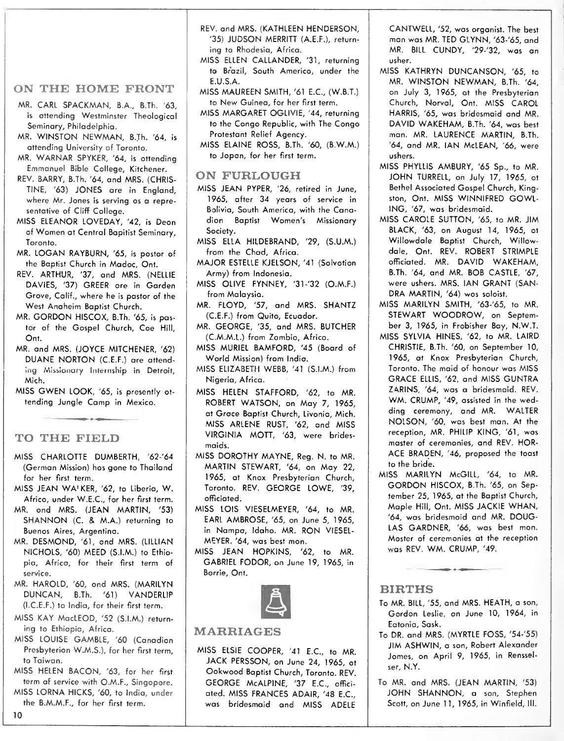## ON THE HOME FRONT

MR. CARL SPACKMAN, B.A., B.Th. '63, is attending Westminster Theological Seminary, Philadelphia.

MR. WINSTON NEWMAN, B.Th. '64, is attending University of Toronto.

MR. WARNAR SPYKER, '64, is attending Emmanuel Bible College, Kitchener.

REV. BARRY, B.Th. '64, and MRS. (CHRISTINE, '63) JONES are in England, where Mr. Jones is serving as a representative of Cliff College.

MISS ELEANOR LOVEDAY, '42, is Dean of Women at Central Baptist Seminary, Toronto.

MR. LOGAN RAYBURN, '65, is pastor of the Baptist Church in Madoc, Ont.

REV. ARTHUR, '37, and MRS. (NELLIE DAVIES, '37) GREER are in Garden Grove, Calif., where he is pastor of the West Anaheim Baptist Church.

MR. GORDON HISCOX, B.Th. '65, is pastor of the Gospel Church, Coe Hill, Ont.

MR. and MRS. (JOYCE MITCHENER, '62) DUANE NORTON (C.E.F.) are attending Missionary Internship in Detroit, Mich.

MISS GWEN LOOK, '65, is presently attending Jungle Camp in Mexico.

## TO THE FIELD

MISS CHARLOTTE DUMBERTH, '62-'64 (German Mission) has gone to Thailand for her first term.

MISS JEAN WALKER, '62, to Liberia, W. Africa, under W.E.C., for her first term.

MR. and MRS. (JEAN MARTIN, '53) SHANNON (C. & M.A.) returning to Buenos Aires, Argentina.

MR. DESMOND, '61, and MRS. (LILLIAN NICHOLS, '60) MEED (S.I.M.) to Ethiopia, Africa, for their first term of service.

MR. HAROLD, '60, and MRS. (MARILYN DUNCAN, B.Th. '61) VANDERLIP (I.C.E.F.) to India, for their first term.

MISS KAY MacLEOD, '52 (S.I.M.) returning to Ethiopia, Africa.

MISS LOUISE GAMBLE, '60 (Canadian Presbyterian W.M.S.), for her first term, to Taiwan.

MISS HELEN BACON, '63, for her first term of service with O.M.F., Singapore.

MISS LORNA HICKS, '60, to India, under the B.M.M.F., for her first term.

REV. and MRS. (KATHLEEN HENDERSON, '35) JUDSON MERRITT (A.E.F.), returning to Rhodesia, Africa.

MISS ELLEN CALLANDER, '31, returning to Brazil, South America, under the E.U.S.A.

MISS MAUREEN SMITH, '61 E.C., (W.B.T.) to New Guinea, for her first term.

MISS MARGARET OGLIVIE, '44, returning to the Congo Republic, with The Congo Protestant Relief Agency.

MISS ELAINE ROSS, B.Th. '60, (B.W.M.) to Japan, for her first term.

## ON FURLOUGH

MISS JEAN PYPER, '26, retired in June, 1965, after 34 years of service in Bolivia, South America, with the Canadian Baptist Women's Missionary Society.

MISS ELLA HILDEBRAND, '29, (S.U.M.) from the Chad, Africa.

MAJOR ESTELLE KJELSON, '41 (Salvation Army) from Indonesia.

MISS OLIVE FYNNEY, '31-'32 (O.M.F.) from Malaysia.

MR. FLOYD, '57, and MRS. SHANTZ (C.E.F.) from Quito, Ecuador.

MR. GEORGE, '35, and MRS. BUTCHER (C.M.M.L.) from Zambia, Africa.

MISS MURIEL BAMFORD, '45 (Board of World Mission) from India.

MISS ELIZABETH WEBB, '41 (S.I.M.) from Nigeria, Africa.

MISS HELEN STAFFORD, '62, to MR. ROBERT WATSON, on May 7, 1965, at Grace Baptist Church, Livonia, Mich. MISS ARLENE RUST, '62, and MISS VIRGINIA MOTT, '63, were bridesmaids.

MISS DOROTHY MAYNE, Reg. N. to MR. MARTIN STEWART, '64, on May 22, 1965, at Knox Presbyterian Church, Toronto. REV. GEORGE LOWE, '39, officiated.

MISS LOIS VIESELMEYER, '64, to MR. EARL AMBROSE, '65, on June 5, 1965, in Nampa, Idaho. MR. RON VIESELMEYER, '64, was best man.

MISS JEAN HOPKINS, '62, to MR. GABRIEL FODOR, on June 19, 1965, in Barrie, Ont.

## MARRIAGES

MISS ELSIE COOPER, '41 E.C., to MR. JACK PERSSON, on June 24, 1965, at Oakwood Baptist Church, Toronto. REV. GEORGE McALPINE, '37 E.C., officiated. MISS FRANCES ADAIR, '48 E.C., was bridesmaid and MISS ADELE CANTWELL, '52, was organist. The best man was MR. TED GLYNN, '63-'65, and MR. BILL CUNDY, '29-'32, was an usher.

MISS KATHRYN DUNCANSON, '65, to MR. WINSTON NEWMAN, B.Th. '64, on July 3, 1965, at the Presbyterian Church, Norval, Ont. MISS CAROL HARRIS, '65, was bridesmaid and MR. DAVID WAKEHAM, B.Th. '64, was best man. MR. LAURENCE MARTIN, B.Th. '64, and MR. IAN McLEAN, '66, were ushers.

MISS PHYLLIS AMBURY, '65 Sp., to MR. JOHN TURRELL, on July 17, 1965, at Bethel Associated Gospel Church, Kingston, Ont. MISS WINNIFRED GOWLING, '67, was bridesmaid.

MISS CAROLE SUTTON, '65, to MR. JIM BLACK, '63, on August 14, 1965, at Willowdale Baptist Church, Willowdale, Ont. REV. ROBERT STRIMPLE officiated. MR. DAVID WAKEHAM, B.Th. '64, and MR. BOB CASTLE, '67, were ushers. MRS. IAN GRANT (SANDRA MARTIN, '64) was soloist.

MISS MARILYN SMITH, '63-'65, to MR. STEWART WOODROW, on September 3, 1965, in Frobisher Bay, N.W.T.

MISS SYLVIA HINES, '62, to MR. LAIRD CHRISTIE, B.Th. '60, on September 10, 1965, at Knox Presbyterian Church, Toronto. The maid of honour was MISS GRACE ELLIS, '62, and MISS GUNTRA ZARINS, '64, was a bridesmaid. REV. WM. CRUMP, '49, assisted in the wedding ceremony, and MR. WALTER NOLSON, '60, was best man. At the reception, MR. PHILIP KING, '61, was master of ceremonies, and REV. HORACE BRADEN, '46, proposed the toast to the bride.

MISS MARILYN McGILL, '64, to MR. GORDON HISCOX, B.Th. '65, on September 25, 1965, at the Baptist Church, Maple Hill, Ont. MISS JACKIE WHAN, '64, was bridesmaid and MR. DOUGLAS GARDNER, '66, was best man. Master of ceremonies at the reception was REV. WM. CRUMP, '49.

## BIRTHS

To MR. BILL, '55, and MRS. HEATH, a son, Gordon Leslie, on June 10, 1964, in Eatonia, Sask.

To DR. and MRS. (MYRTLE FOSS, '54-'55) JIM ASHWIN, a son, Robert Alexander James, on April 9, 1965, in Rensselser, N.Y.

To MR. and MRS. (JEAN MARTIN, '53) JOHN SHANNON, a son, Stephen Scott, on June 11, 1965, in Winfield, Ill.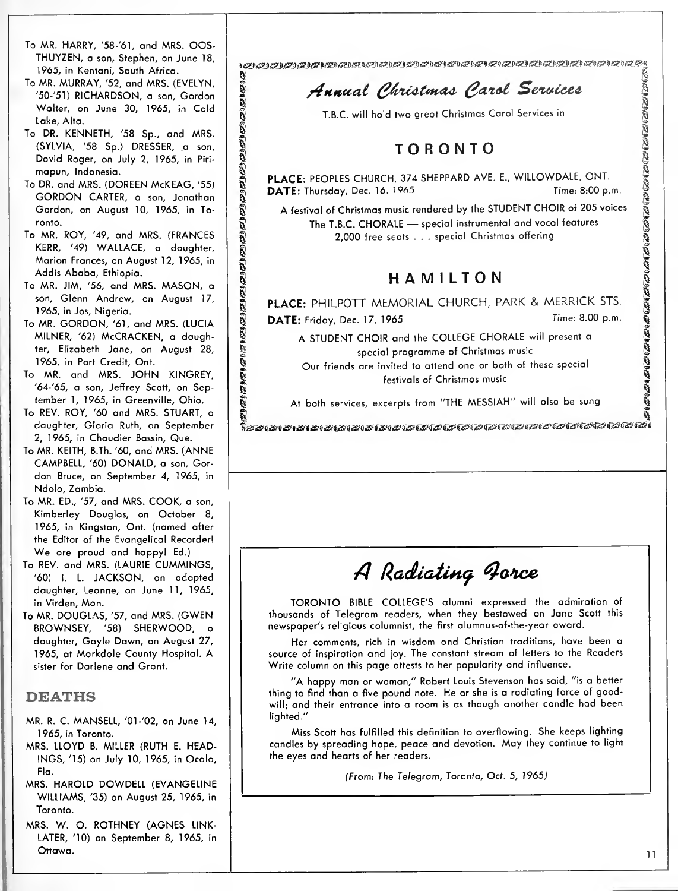To MR. HARRY, '58-'61, and MRS. OOSTHUYZEN, a son, Stephen, on June 18, 1965, in Kentani, South Africa.

To MR. MURRAY, '52, and MRS. (EVELYN, '50-'51) RICHARDSON, a son, Gordon Walter, on June 30, 1965, in Cold Lake, Alta.

To DR. KENNETH, '58 Sp., and MRS. (SYLVIA, '58 Sp.) DRESSER, a son, David Roger, on July 2, 1965, in Pirimapun, Indonesia.

To DR. and MRS. (DOREEN McKEAG, '55) GORDON CARTER, a son, Jonathan Gordon, on August 10, 1965, in Toronto.

To MR. ROY, '49, and MRS. (FRANCES KERR, '49) WALLACE, a daughter, Marion Frances, on August 12, 1965, in Addis Ababa, Ethiopia.

To MR. JIM, '56, and MRS. MASON, a son, Glenn Andrew, on August 17, 1965, in Jos, Nigeria.

To MR. GORDON, '61, and MRS. (LUCIA MILNER, '62) McCRACKEN, a daughter, Elizabeth Jane, on August 28, 1965, in Port Credit, Ont.

To MR. and MRS. JOHN KINGREY, '64-'65, a son, Jeffrey Scott, on September 1, 1965, in Greenville, Ohio.

To REV. ROY, '60 and MRS. STUART, a daughter, Gloria Ruth, on September 2, 1965, in Chaudier Bassin, Que.

To MR. KEITH, B.Th. '60, and MRS. (ANNE CAMPBELL, '60) DONALD, a son, Gordon Bruce, on September 4, 1965, in Ndolo, Zambia.

To MR. ED., '57, and MRS. COOK, a son, Kimberley Douglas, on October 8, 1965, in Kingston, Ont. (named after the Editor of the Evangelical Recorder! We are proud and happy! Ed.)

To REV. and MRS. (LAURIE CUMMINGS, '60) I. L. JACKSON, an adopted daughter, Leonne, on June 11, 1965, in Virden, Man.

To MR. DOUGLAS, '57, and MRS. (GWEN BROWNSEY, '58) SHERWOOD, a daughter, Gayle Dawn, on August 27, 1965, at Markdale County Hospital. A sister for Darlene and Grant.

## DEATHS

MR. R. C. MANSELL, '01-'02, on June 14, 1965, in Toronto.

MRS. LLOYD B. MILLER (RUTH E. HEADINGS, '15) on July 10, 1965, in Ocala, Fla.

MRS. HAROLD DOWDELL (EVANGELINE WILLIAMS, '35) on August 25, 1965, in Toronto.

MRS. W. O. ROTHNEY (AGNES LINKLATER, '10) on September 8, 1965, in Ottawa.

## *Annual Christmas Carol Services*

T.B.C. will hold two great Christmas Carol Services in

### TORONTO

**PLACE:** PEOPLES CHURCH, 374 SHEPPARD AVE. E., WILLOWDALE, ONT.
**DATE:** Thursday, Dec. 16. 1965 *Time:* 8:00 p.m.

A festival of Christmas music rendered by the STUDENT CHOIR of 205 voices
The T.B.C. CHORALE — special instrumental and vocal features
2,000 free seats . . . special Christmas offering

### HAMILTON

**PLACE:** PHILPOTT MEMORIAL CHURCH, PARK & MERRICK STS.
**DATE:** Friday, Dec. 17, 1965 *Time:* 8.00 p.m.

A STUDENT CHOIR and the COLLEGE CHORALE will present a special programme of Christmas music
Our friends are invited to attend one or both of these special festivals of Christmas music

At both services, excerpts from "THE MESSIAH" will also be sung

## *A Radiating Force*

TORONTO BIBLE COLLEGE'S alumni expressed the admiration of thousands of Telegram readers, when they bestowed on Jane Scott this newspaper's religious columnist, the first alumnus-of-the-year award.

Her comments, rich in wisdom and Christian traditions, have been a source of inspiration and joy. The constant stream of letters to the Readers Write column on this page attests to her popularity and influence.

"A happy man or woman," Robert Louis Stevenson has said, "is a better thing to find than a five pound note. He or she is a radiating force of goodwill; and their entrance into a room is as though another candle had been lighted."

Miss Scott has fulfilled this definition to overflowing. She keeps lighting candles by spreading hope, peace and devotion. May they continue to light the eyes and hearts of her readers.

*(From: The Telegram, Toronto, Oct. 5, 1965)*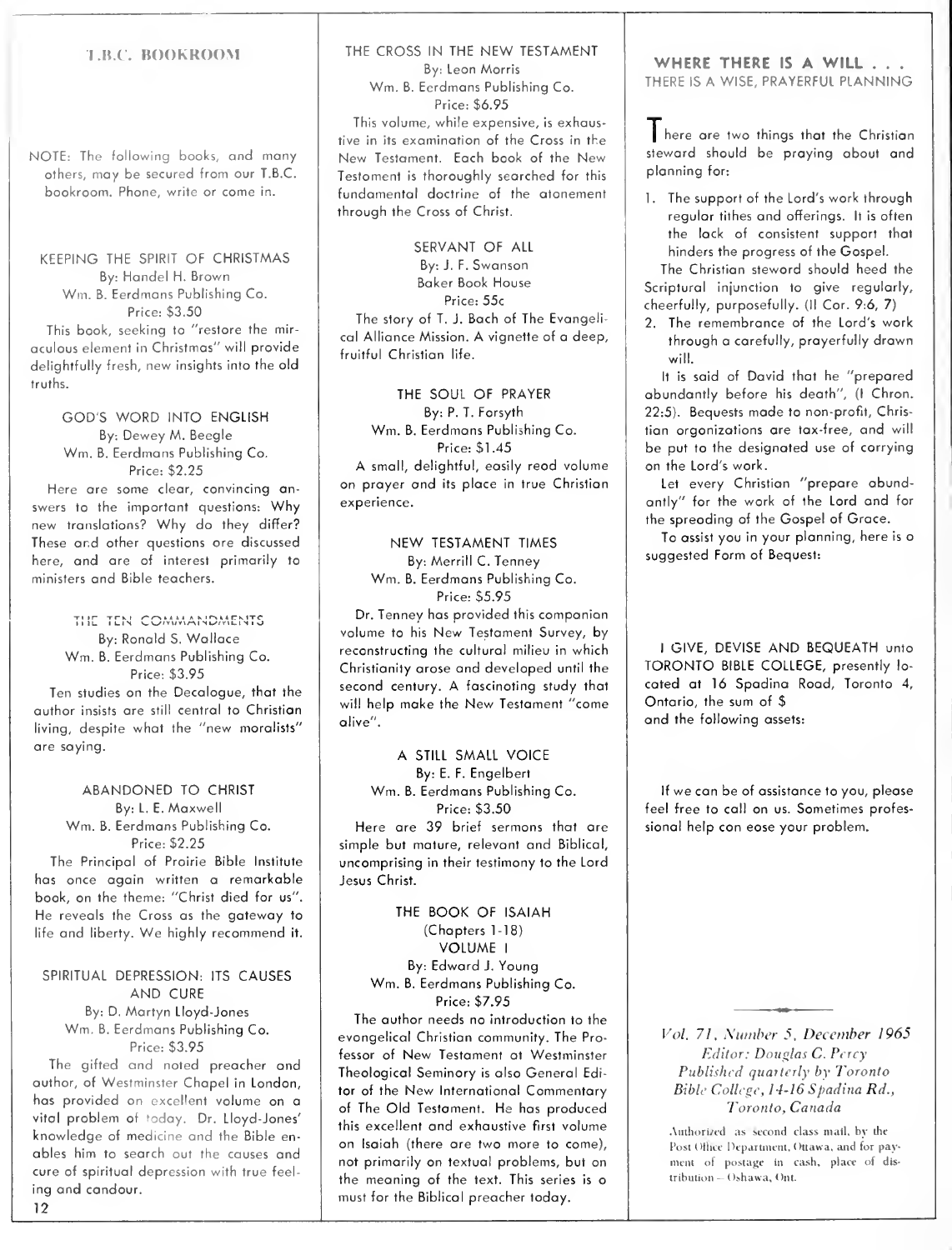## T.B.C. BOOKROOM

NOTE: The following books, and many others, may be secured from our T.B.C. bookroom. Phone, write or come in.

### KEEPING THE SPIRIT OF CHRISTMAS
By: Handel H. Brown
Wm. B. Eerdmans Publishing Co.
Price: $3.50

This book, seeking to "restore the miraculous element in Christmas" will provide delightfully fresh, new insights into the old truths.

### GOD'S WORD INTO ENGLISH
By: Dewey M. Beegle
Wm. B. Eerdmans Publishing Co.
Price: $2.25

Here are some clear, convincing answers to the important questions: Why new translations? Why do they differ? These and other questions are discussed here, and are of interest primarily to ministers and Bible teachers.

### THE TEN COMMANDMENTS
By: Ronald S. Wallace
Wm. B. Eerdmans Publishing Co.
Price: $3.95

Ten studies on the Decalogue, that the author insists are still central to Christian living, despite what the "new moralists" are saying.

### ABANDONED TO CHRIST
By: L. E. Maxwell
Wm. B. Eerdmans Publishing Co.
Price: $2.25

The Principal of Prairie Bible Institute has once again written a remarkable book, on the theme: "Christ died for us". He reveals the Cross as the gateway to life and liberty. We highly recommend it.

### SPIRITUAL DEPRESSION: ITS CAUSES AND CURE
By: D. Martyn Lloyd-Jones
Wm. B. Eerdmans Publishing Co.
Price: $3.95

The gifted and noted preacher and author, of Westminster Chapel in London, has provided an excellent volume on a vital problem of today. Dr. Lloyd-Jones' knowledge of medicine and the Bible enables him to search out the causes and cure of spiritual depression with true feeling and candour.

### THE CROSS IN THE NEW TESTAMENT
By: Leon Morris
Wm. B. Eerdmans Publishing Co.
Price: $6.95

This volume, while expensive, is exhaustive in its examination of the Cross in the New Testament. Each book of the New Testament is thoroughly searched for this fundamental doctrine of the atonement through the Cross of Christ.

### SERVANT OF ALL
By: J. F. Swanson
Baker Book House
Price: 55c

The story of T. J. Bach of The Evangelical Alliance Mission. A vignette of a deep, fruitful Christian life.

### THE SOUL OF PRAYER
By: P. T. Forsyth
Wm. B. Eerdmans Publishing Co.
Price: $1.45

A small, delightful, easily read volume on prayer and its place in true Christian experience.

### NEW TESTAMENT TIMES
By: Merrill C. Tenney
Wm. B. Eerdmans Publishing Co.
Price: $5.95

Dr. Tenney has provided this companion volume to his New Testament Survey, by reconstructing the cultural milieu in which Christianity arose and developed until the second century. A fascinating study that will help make the New Testament "come alive".

### A STILL SMALL VOICE
By: E. F. Engelbert
Wm. B. Eerdmans Publishing Co.
Price: $3.50

Here are 39 brief sermons that are simple but mature, relevant and Biblical, uncomprising in their testimony to the Lord Jesus Christ.

### THE BOOK OF ISAIAH
(Chapters 1-18)
VOLUME I
By: Edward J. Young
Wm. B. Eerdmans Publishing Co.
Price: $7.95

The author needs no introduction to the evangelical Christian community. The Professor of New Testament at Westminster Theological Seminary is also General Editor of the New International Commentary of The Old Testament. He has produced this excellent and exhaustive first volume on Isaiah (there are two more to come), not primarily on textual problems, but on the meaning of the text. This series is a must for the Biblical preacher today.

## WHERE THERE IS A WILL . . .
THERE IS A WISE, PRAYERFUL PLANNING

There are two things that the Christian steward should be praying about and planning for:

1. The support of the Lord's work through regular tithes and offerings. It is often the lack of consistent support that hinders the progress of the Gospel.

   The Christian steward should heed the Scriptural injunction to give regularly, cheerfully, purposefully. (II Cor. 9:6, 7)

2. The remembrance of the Lord's work through a carefully, prayerfully drawn will.

It is said of David that he "prepared abundantly before his death", (I Chron. 22:5). Bequests made to non-profit, Christian organizations are tax-free, and will be put to the designated use of carrying on the Lord's work.

Let every Christian "prepare abundantly" for the work of the Lord and for the spreading of the Gospel of Grace.

To assist you in your planning, here is a suggested Form of Bequest:

I GIVE, DEVISE AND BEQUEATH unto TORONTO BIBLE COLLEGE, presently located at 16 Spadina Road, Toronto 4, Ontario, the sum of $
and the following assets:

If we can be of assistance to you, please feel free to call on us. Sometimes professional help can ease your problem.

---

*Vol. 71, Number 5, December 1965*
*Editor: Douglas C. Percy*
*Published quarterly by Toronto Bible College, 14-16 Spadina Rd., Toronto, Canada*

Authorized as second class mail, by the Post Office Department, Ottawa, and for payment of postage in cash, place of distribution — Oshawa, Ont.